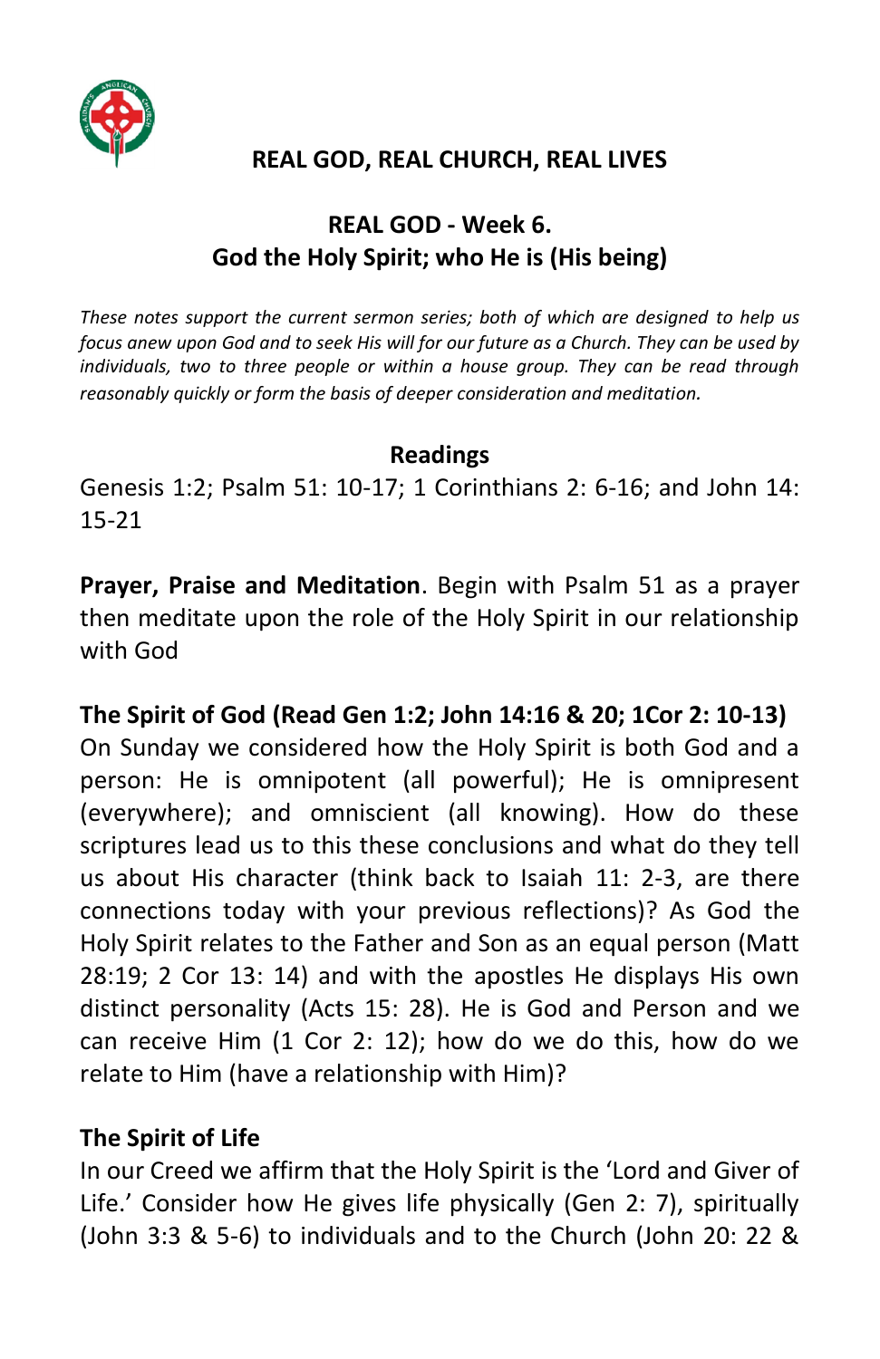# REAL GOD, REAL CHURCH, REAL LIVES

## REAL GOD - Week 6.
## God the Holy Spirit; who He is (His being)

*These notes support the current sermon series; both of which are designed to help us focus anew upon God and to seek His will for our future as a Church. They can be used by individuals, two to three people or within a house group. They can be read through reasonably quickly or form the basis of deeper consideration and meditation.*

### Readings

Genesis 1:2; Psalm 51: 10-17; 1 Corinthians 2: 6-16; and John 14: 15-21

**Prayer, Praise and Meditation**. Begin with Psalm 51 as a prayer then meditate upon the role of the Holy Spirit in our relationship with God

**The Spirit of God (Read Gen 1:2; John 14:16 & 20; 1Cor 2: 10-13)**
On Sunday we considered how the Holy Spirit is both God and a person: He is omnipotent (all powerful); He is omnipresent (everywhere); and omniscient (all knowing). How do these scriptures lead us to this these conclusions and what do they tell us about His character (think back to Isaiah 11: 2-3, are there connections today with your previous reflections)? As God the Holy Spirit relates to the Father and Son as an equal person (Matt 28:19; 2 Cor 13: 14) and with the apostles He displays His own distinct personality (Acts 15: 28). He is God and Person and we can receive Him (1 Cor 2: 12); how do we do this, how do we relate to Him (have a relationship with Him)?

**The Spirit of Life**
In our Creed we affirm that the Holy Spirit is the 'Lord and Giver of Life.' Consider how He gives life physically (Gen 2: 7), spiritually (John 3:3 & 5-6) to individuals and to the Church (John 20: 22 &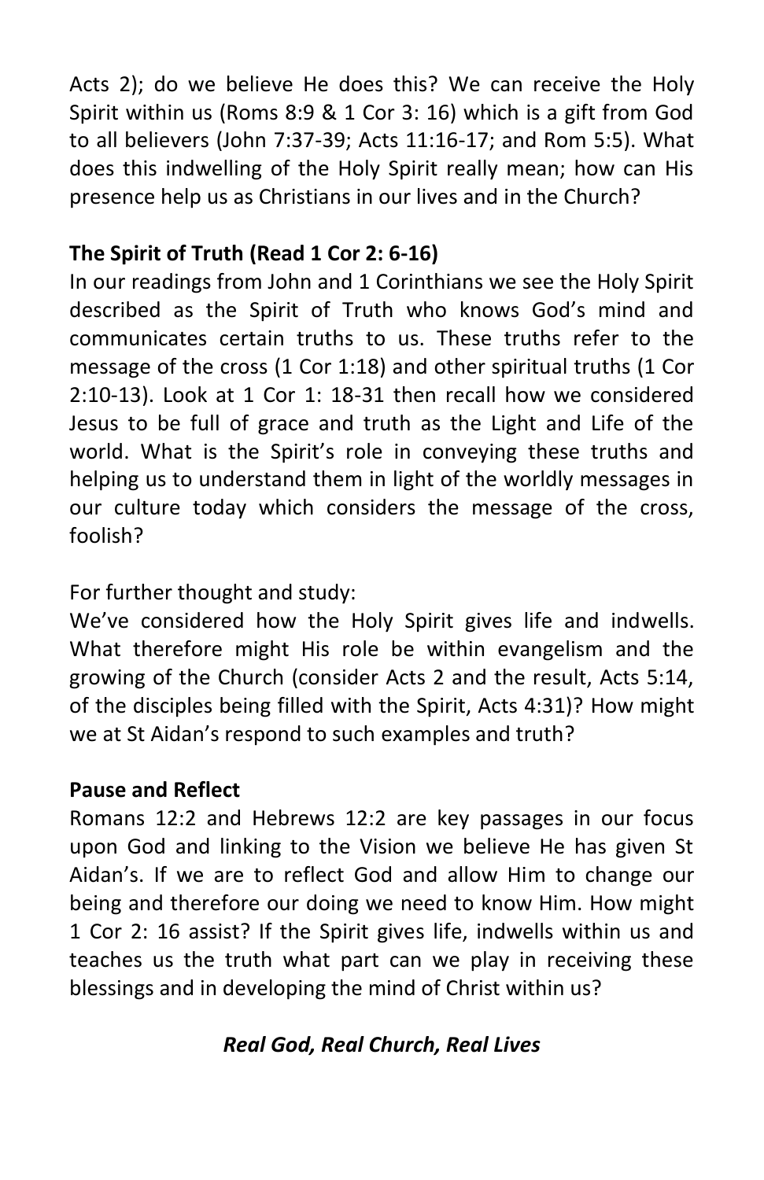Acts 2); do we believe He does this? We can receive the Holy Spirit within us (Roms 8:9 & 1 Cor 3: 16) which is a gift from God to all believers (John 7:37-39; Acts 11:16-17; and Rom 5:5). What does this indwelling of the Holy Spirit really mean; how can His presence help us as Christians in our lives and in the Church?

**The Spirit of Truth (Read 1 Cor 2: 6-16)**

In our readings from John and 1 Corinthians we see the Holy Spirit described as the Spirit of Truth who knows God's mind and communicates certain truths to us. These truths refer to the message of the cross (1 Cor 1:18) and other spiritual truths (1 Cor 2:10-13). Look at 1 Cor 1: 18-31 then recall how we considered Jesus to be full of grace and truth as the Light and Life of the world. What is the Spirit's role in conveying these truths and helping us to understand them in light of the worldly messages in our culture today which considers the message of the cross, foolish?

For further thought and study:

We've considered how the Holy Spirit gives life and indwells. What therefore might His role be within evangelism and the growing of the Church (consider Acts 2 and the result, Acts 5:14, of the disciples being filled with the Spirit, Acts 4:31)? How might we at St Aidan's respond to such examples and truth?

**Pause and Reflect**

Romans 12:2 and Hebrews 12:2 are key passages in our focus upon God and linking to the Vision we believe He has given St Aidan's. If we are to reflect God and allow Him to change our being and therefore our doing we need to know Him. How might 1 Cor 2: 16 assist? If the Spirit gives life, indwells within us and teaches us the truth what part can we play in receiving these blessings and in developing the mind of Christ within us?

***Real God, Real Church, Real Lives***